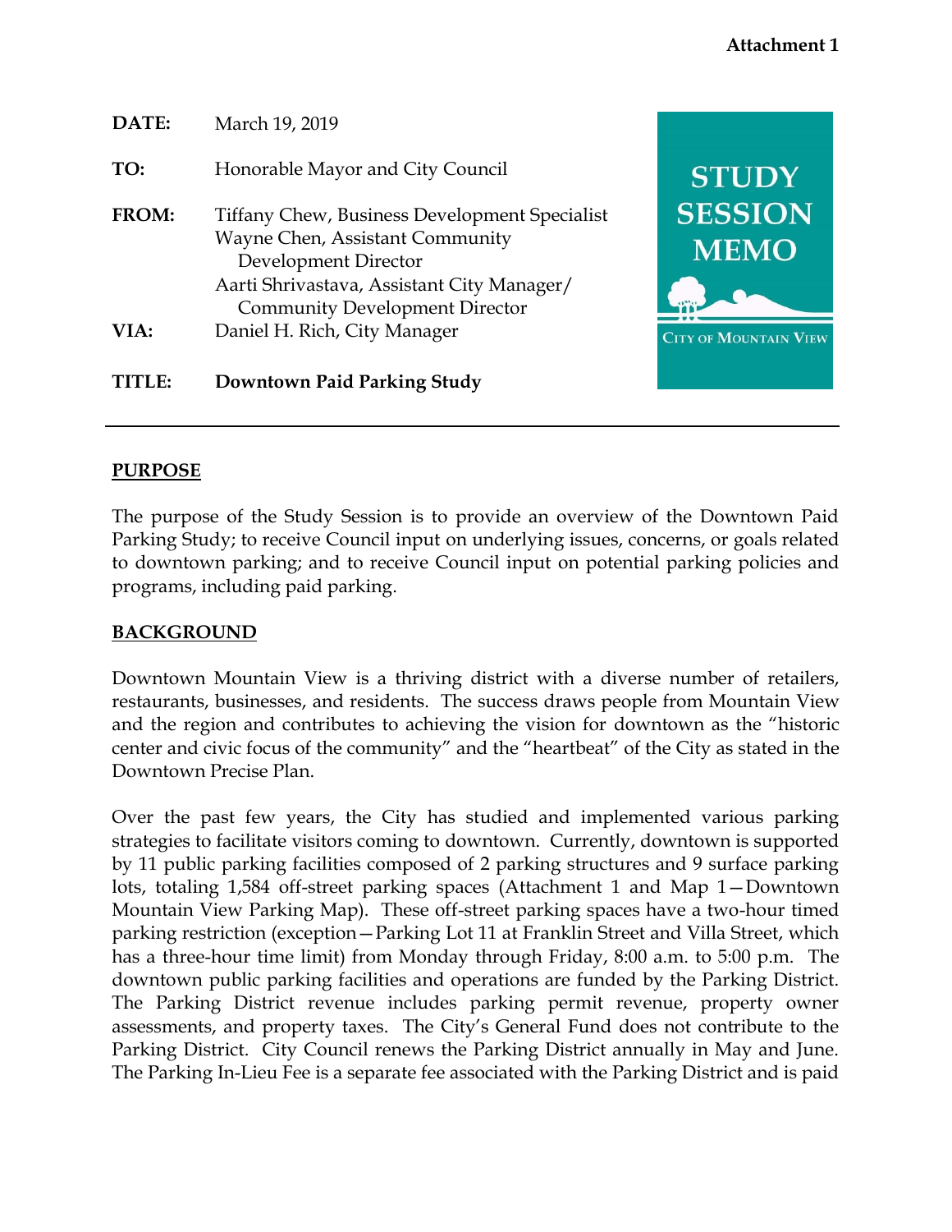**Attachment 1**

| | |
|---|---|
| **DATE:** | March 19, 2019 |
| **TO:** | Honorable Mayor and City Council |
| **FROM:** | Tiffany Chew, Business Development Specialist<br>Wayne Chen, Assistant Community Development Director<br>Aarti Shrivastava, Assistant City Manager/ Community Development Director |
| **VIA:** | Daniel H. Rich, City Manager |
| **TITLE:** | **Downtown Paid Parking Study** |

**STUDY SESSION MEMO**

CITY OF MOUNTAIN VIEW

---

## PURPOSE

The purpose of the Study Session is to provide an overview of the Downtown Paid Parking Study; to receive Council input on underlying issues, concerns, or goals related to downtown parking; and to receive Council input on potential parking policies and programs, including paid parking.

## BACKGROUND

Downtown Mountain View is a thriving district with a diverse number of retailers, restaurants, businesses, and residents. The success draws people from Mountain View and the region and contributes to achieving the vision for downtown as the "historic center and civic focus of the community" and the "heartbeat" of the City as stated in the Downtown Precise Plan.

Over the past few years, the City has studied and implemented various parking strategies to facilitate visitors coming to downtown. Currently, downtown is supported by 11 public parking facilities composed of 2 parking structures and 9 surface parking lots, totaling 1,584 off-street parking spaces (Attachment 1 and Map 1—Downtown Mountain View Parking Map). These off-street parking spaces have a two-hour timed parking restriction (exception—Parking Lot 11 at Franklin Street and Villa Street, which has a three-hour time limit) from Monday through Friday, 8:00 a.m. to 5:00 p.m. The downtown public parking facilities and operations are funded by the Parking District. The Parking District revenue includes parking permit revenue, property owner assessments, and property taxes. The City's General Fund does not contribute to the Parking District. City Council renews the Parking District annually in May and June. The Parking In-Lieu Fee is a separate fee associated with the Parking District and is paid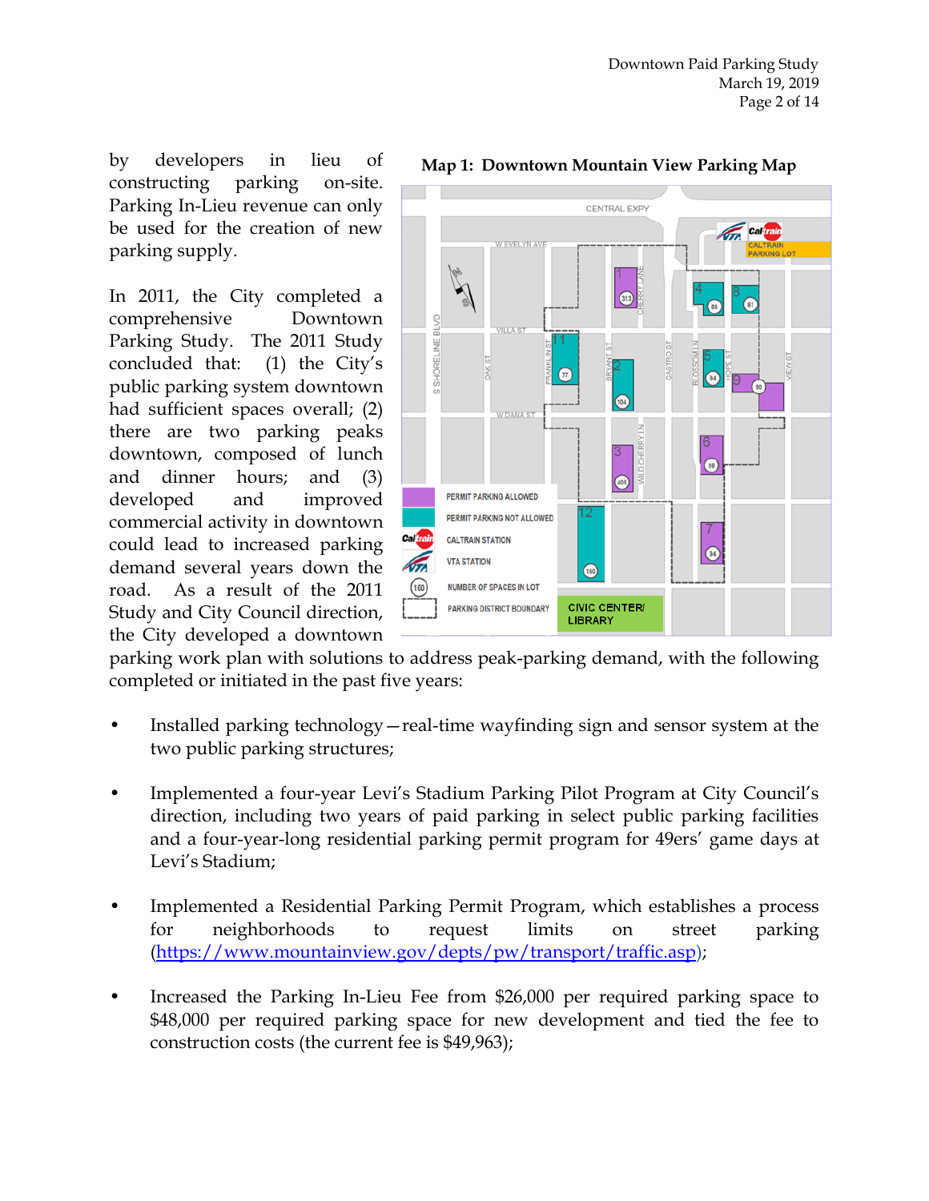by developers in lieu of constructing parking on-site. Parking In-Lieu revenue can only be used for the creation of new parking supply.

In 2011, the City completed a comprehensive Downtown Parking Study. The 2011 Study concluded that: (1) the City's public parking system downtown had sufficient spaces overall; (2) there are two parking peaks downtown, composed of lunch and dinner hours; and (3) developed and improved commercial activity in downtown could lead to increased parking demand several years down the road. As a result of the 2011 Study and City Council direction, the City developed a downtown parking work plan with solutions to address peak-parking demand, with the following completed or initiated in the past five years:

**Map 1: Downtown Mountain View Parking Map**

- Installed parking technology—real-time wayfinding sign and sensor system at the two public parking structures;

- Implemented a four-year Levi's Stadium Parking Pilot Program at City Council's direction, including two years of paid parking in select public parking facilities and a four-year-long residential parking permit program for 49ers' game days at Levi's Stadium;

- Implemented a Residential Parking Permit Program, which establishes a process for neighborhoods to request limits on street parking (https://www.mountainview.gov/depts/pw/transport/traffic.asp);

- Increased the Parking In-Lieu Fee from $26,000 per required parking space to $48,000 per required parking space for new development and tied the fee to construction costs (the current fee is $49,963);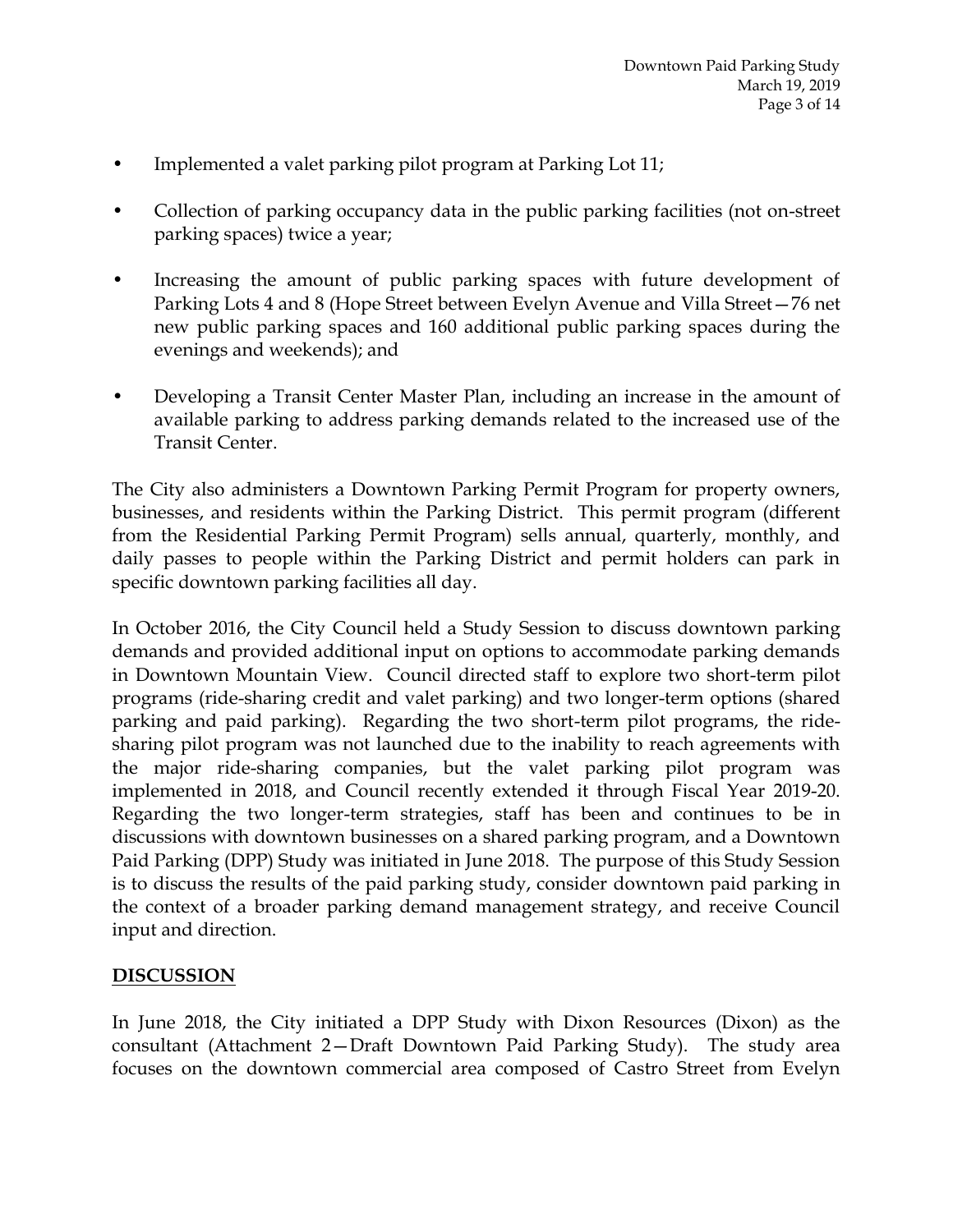- Implemented a valet parking pilot program at Parking Lot 11;
- Collection of parking occupancy data in the public parking facilities (not on-street parking spaces) twice a year;
- Increasing the amount of public parking spaces with future development of Parking Lots 4 and 8 (Hope Street between Evelyn Avenue and Villa Street—76 net new public parking spaces and 160 additional public parking spaces during the evenings and weekends); and
- Developing a Transit Center Master Plan, including an increase in the amount of available parking to address parking demands related to the increased use of the Transit Center.

The City also administers a Downtown Parking Permit Program for property owners, businesses, and residents within the Parking District. This permit program (different from the Residential Parking Permit Program) sells annual, quarterly, monthly, and daily passes to people within the Parking District and permit holders can park in specific downtown parking facilities all day.

In October 2016, the City Council held a Study Session to discuss downtown parking demands and provided additional input on options to accommodate parking demands in Downtown Mountain View. Council directed staff to explore two short-term pilot programs (ride-sharing credit and valet parking) and two longer-term options (shared parking and paid parking). Regarding the two short-term pilot programs, the ride-sharing pilot program was not launched due to the inability to reach agreements with the major ride-sharing companies, but the valet parking pilot program was implemented in 2018, and Council recently extended it through Fiscal Year 2019-20. Regarding the two longer-term strategies, staff has been and continues to be in discussions with downtown businesses on a shared parking program, and a Downtown Paid Parking (DPP) Study was initiated in June 2018. The purpose of this Study Session is to discuss the results of the paid parking study, consider downtown paid parking in the context of a broader parking demand management strategy, and receive Council input and direction.

## DISCUSSION

In June 2018, the City initiated a DPP Study with Dixon Resources (Dixon) as the consultant (Attachment 2—Draft Downtown Paid Parking Study). The study area focuses on the downtown commercial area composed of Castro Street from Evelyn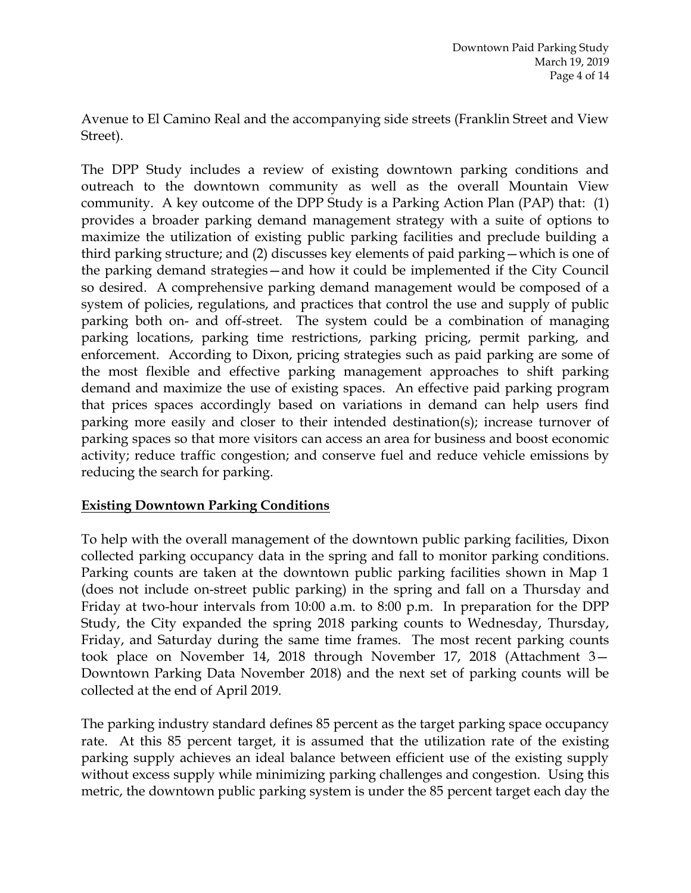Avenue to El Camino Real and the accompanying side streets (Franklin Street and View Street).

The DPP Study includes a review of existing downtown parking conditions and outreach to the downtown community as well as the overall Mountain View community. A key outcome of the DPP Study is a Parking Action Plan (PAP) that: (1) provides a broader parking demand management strategy with a suite of options to maximize the utilization of existing public parking facilities and preclude building a third parking structure; and (2) discusses key elements of paid parking—which is one of the parking demand strategies—and how it could be implemented if the City Council so desired. A comprehensive parking demand management would be composed of a system of policies, regulations, and practices that control the use and supply of public parking both on- and off-street. The system could be a combination of managing parking locations, parking time restrictions, parking pricing, permit parking, and enforcement. According to Dixon, pricing strategies such as paid parking are some of the most flexible and effective parking management approaches to shift parking demand and maximize the use of existing spaces. An effective paid parking program that prices spaces accordingly based on variations in demand can help users find parking more easily and closer to their intended destination(s); increase turnover of parking spaces so that more visitors can access an area for business and boost economic activity; reduce traffic congestion; and conserve fuel and reduce vehicle emissions by reducing the search for parking.

**Existing Downtown Parking Conditions**

To help with the overall management of the downtown public parking facilities, Dixon collected parking occupancy data in the spring and fall to monitor parking conditions. Parking counts are taken at the downtown public parking facilities shown in Map 1 (does not include on-street public parking) in the spring and fall on a Thursday and Friday at two-hour intervals from 10:00 a.m. to 8:00 p.m. In preparation for the DPP Study, the City expanded the spring 2018 parking counts to Wednesday, Thursday, Friday, and Saturday during the same time frames. The most recent parking counts took place on November 14, 2018 through November 17, 2018 (Attachment 3—Downtown Parking Data November 2018) and the next set of parking counts will be collected at the end of April 2019.

The parking industry standard defines 85 percent as the target parking space occupancy rate. At this 85 percent target, it is assumed that the utilization rate of the existing parking supply achieves an ideal balance between efficient use of the existing supply without excess supply while minimizing parking challenges and congestion. Using this metric, the downtown public parking system is under the 85 percent target each day the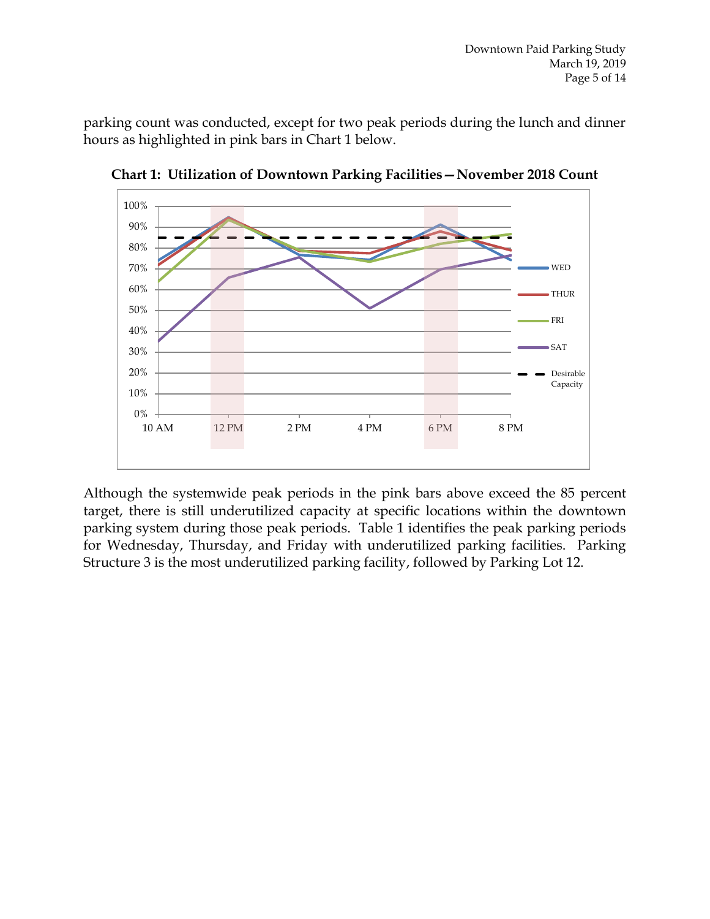parking count was conducted, except for two peak periods during the lunch and dinner hours as highlighted in pink bars in Chart 1 below.

**Chart 1: Utilization of Downtown Parking Facilities—November 2018 Count**

Although the systemwide peak periods in the pink bars above exceed the 85 percent target, there is still underutilized capacity at specific locations within the downtown parking system during those peak periods. Table 1 identifies the peak parking periods for Wednesday, Thursday, and Friday with underutilized parking facilities. Parking Structure 3 is the most underutilized parking facility, followed by Parking Lot 12.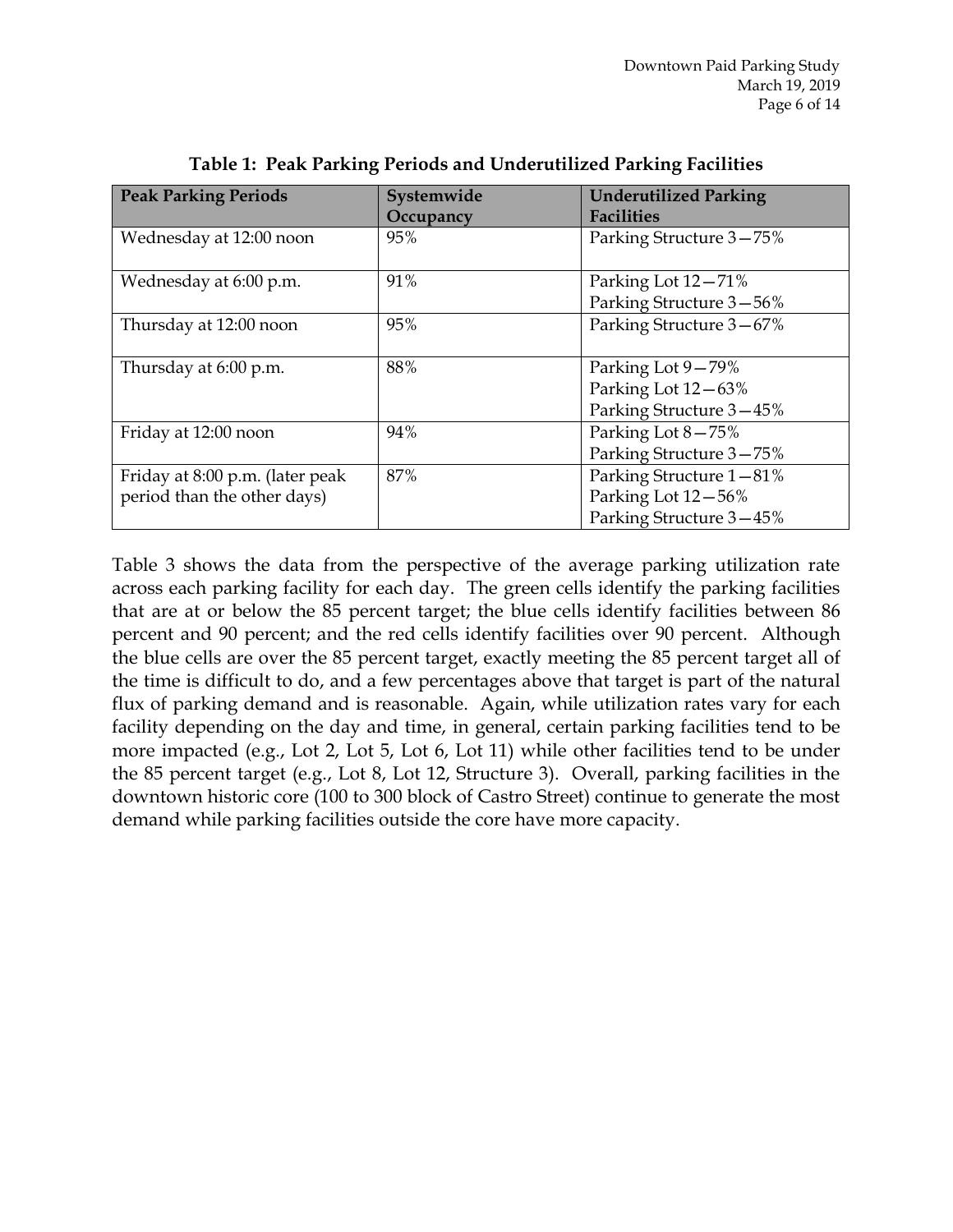**Table 1: Peak Parking Periods and Underutilized Parking Facilities**

| Peak Parking Periods | Systemwide Occupancy | Underutilized Parking Facilities |
| --- | --- | --- |
| Wednesday at 12:00 noon | 95% | Parking Structure 3—75% |
| Wednesday at 6:00 p.m. | 91% | Parking Lot 12—71%<br>Parking Structure 3—56% |
| Thursday at 12:00 noon | 95% | Parking Structure 3—67% |
| Thursday at 6:00 p.m. | 88% | Parking Lot 9—79%<br>Parking Lot 12—63%<br>Parking Structure 3—45% |
| Friday at 12:00 noon | 94% | Parking Lot 8—75%<br>Parking Structure 3—75% |
| Friday at 8:00 p.m. (later peak period than the other days) | 87% | Parking Structure 1—81%<br>Parking Lot 12—56%<br>Parking Structure 3—45% |

Table 3 shows the data from the perspective of the average parking utilization rate across each parking facility for each day. The green cells identify the parking facilities that are at or below the 85 percent target; the blue cells identify facilities between 86 percent and 90 percent; and the red cells identify facilities over 90 percent. Although the blue cells are over the 85 percent target, exactly meeting the 85 percent target all of the time is difficult to do, and a few percentages above that target is part of the natural flux of parking demand and is reasonable. Again, while utilization rates vary for each facility depending on the day and time, in general, certain parking facilities tend to be more impacted (e.g., Lot 2, Lot 5, Lot 6, Lot 11) while other facilities tend to be under the 85 percent target (e.g., Lot 8, Lot 12, Structure 3). Overall, parking facilities in the downtown historic core (100 to 300 block of Castro Street) continue to generate the most demand while parking facilities outside the core have more capacity.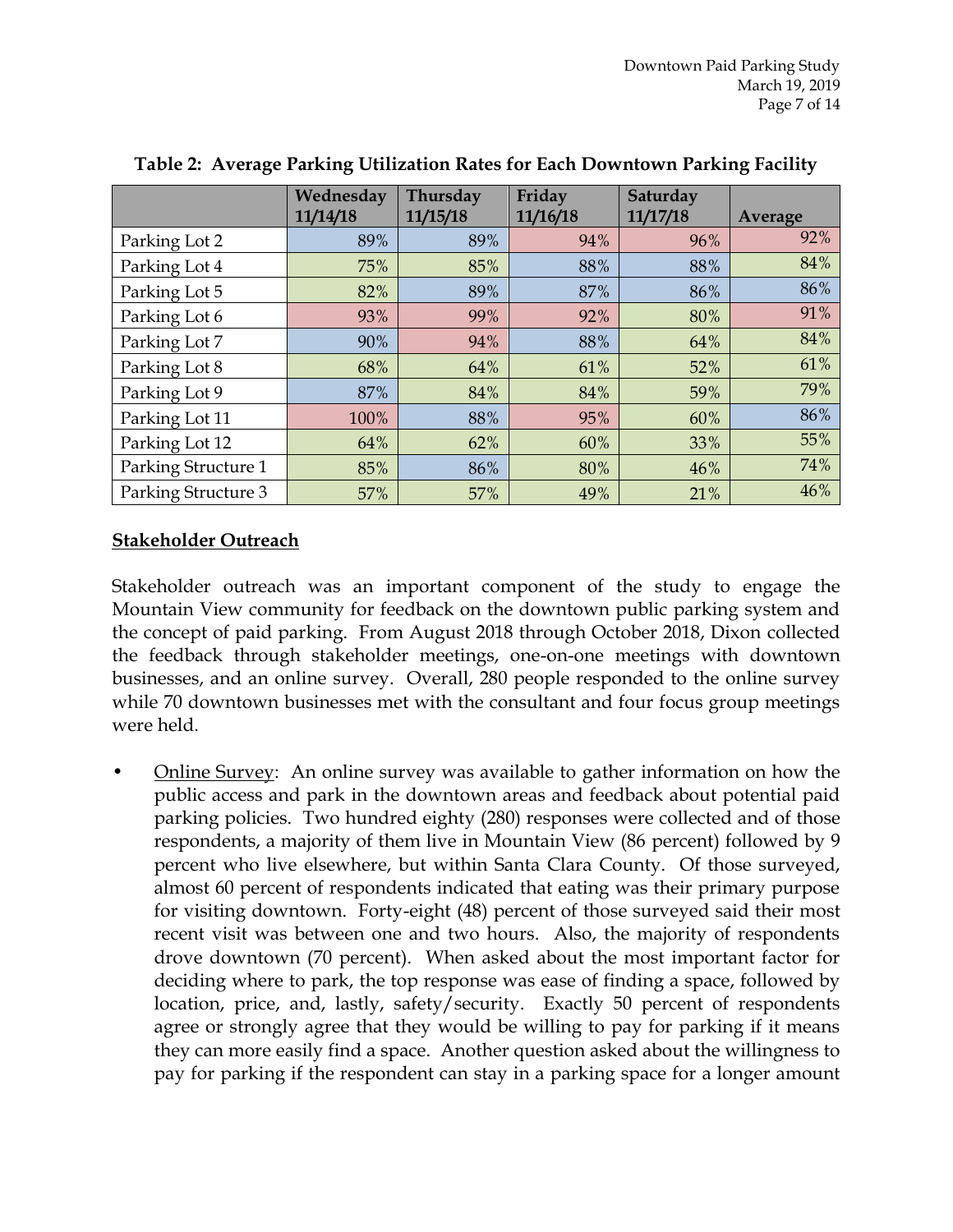**Table 2: Average Parking Utilization Rates for Each Downtown Parking Facility**

| | Wednesday 11/14/18 | Thursday 11/15/18 | Friday 11/16/18 | Saturday 11/17/18 | Average |
|---|---|---|---|---|---|
| Parking Lot 2 | 89% | 89% | 94% | 96% | 92% |
| Parking Lot 4 | 75% | 85% | 88% | 88% | 84% |
| Parking Lot 5 | 82% | 89% | 87% | 86% | 86% |
| Parking Lot 6 | 93% | 99% | 92% | 80% | 91% |
| Parking Lot 7 | 90% | 94% | 88% | 64% | 84% |
| Parking Lot 8 | 68% | 64% | 61% | 52% | 61% |
| Parking Lot 9 | 87% | 84% | 84% | 59% | 79% |
| Parking Lot 11 | 100% | 88% | 95% | 60% | 86% |
| Parking Lot 12 | 64% | 62% | 60% | 33% | 55% |
| Parking Structure 1 | 85% | 86% | 80% | 46% | 74% |
| Parking Structure 3 | 57% | 57% | 49% | 21% | 46% |

**Stakeholder Outreach**

Stakeholder outreach was an important component of the study to engage the Mountain View community for feedback on the downtown public parking system and the concept of paid parking. From August 2018 through October 2018, Dixon collected the feedback through stakeholder meetings, one-on-one meetings with downtown businesses, and an online survey. Overall, 280 people responded to the online survey while 70 downtown businesses met with the consultant and four focus group meetings were held.

- Online Survey: An online survey was available to gather information on how the public access and park in the downtown areas and feedback about potential paid parking policies. Two hundred eighty (280) responses were collected and of those respondents, a majority of them live in Mountain View (86 percent) followed by 9 percent who live elsewhere, but within Santa Clara County. Of those surveyed, almost 60 percent of respondents indicated that eating was their primary purpose for visiting downtown. Forty-eight (48) percent of those surveyed said their most recent visit was between one and two hours. Also, the majority of respondents drove downtown (70 percent). When asked about the most important factor for deciding where to park, the top response was ease of finding a space, followed by location, price, and, lastly, safety/security. Exactly 50 percent of respondents agree or strongly agree that they would be willing to pay for parking if it means they can more easily find a space. Another question asked about the willingness to pay for parking if the respondent can stay in a parking space for a longer amount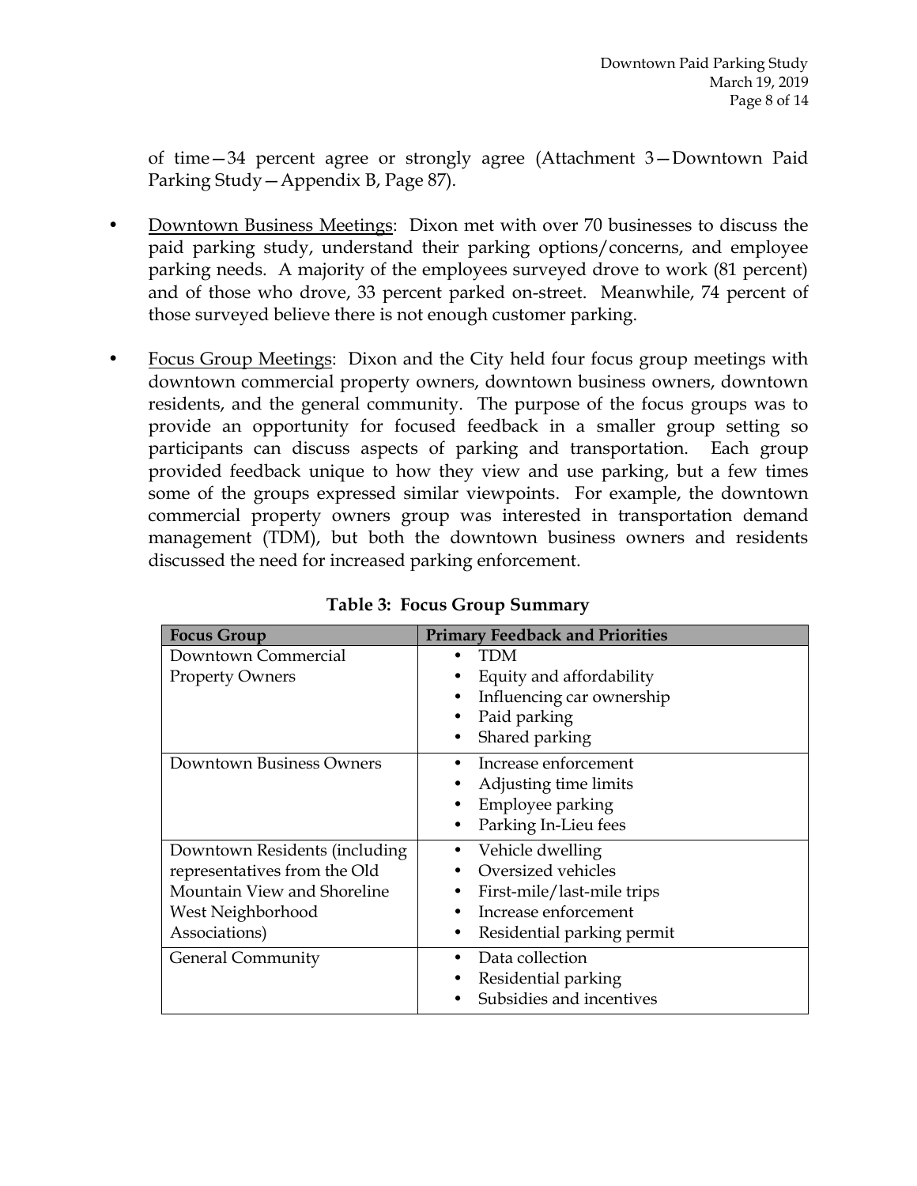of time—34 percent agree or strongly agree (Attachment 3—Downtown Paid Parking Study—Appendix B, Page 87).

- Downtown Business Meetings: Dixon met with over 70 businesses to discuss the paid parking study, understand their parking options/concerns, and employee parking needs. A majority of the employees surveyed drove to work (81 percent) and of those who drove, 33 percent parked on-street. Meanwhile, 74 percent of those surveyed believe there is not enough customer parking.

- Focus Group Meetings: Dixon and the City held four focus group meetings with downtown commercial property owners, downtown business owners, downtown residents, and the general community. The purpose of the focus groups was to provide an opportunity for focused feedback in a smaller group setting so participants can discuss aspects of parking and transportation. Each group provided feedback unique to how they view and use parking, but a few times some of the groups expressed similar viewpoints. For example, the downtown commercial property owners group was interested in transportation demand management (TDM), but both the downtown business owners and residents discussed the need for increased parking enforcement.

**Table 3: Focus Group Summary**

| Focus Group | Primary Feedback and Priorities |
|---|---|
| Downtown Commercial Property Owners | • TDM<br>• Equity and affordability<br>• Influencing car ownership<br>• Paid parking<br>• Shared parking |
| Downtown Business Owners | • Increase enforcement<br>• Adjusting time limits<br>• Employee parking<br>• Parking In-Lieu fees |
| Downtown Residents (including representatives from the Old Mountain View and Shoreline West Neighborhood Associations) | • Vehicle dwelling<br>• Oversized vehicles<br>• First-mile/last-mile trips<br>• Increase enforcement<br>• Residential parking permit |
| General Community | • Data collection<br>• Residential parking<br>• Subsidies and incentives |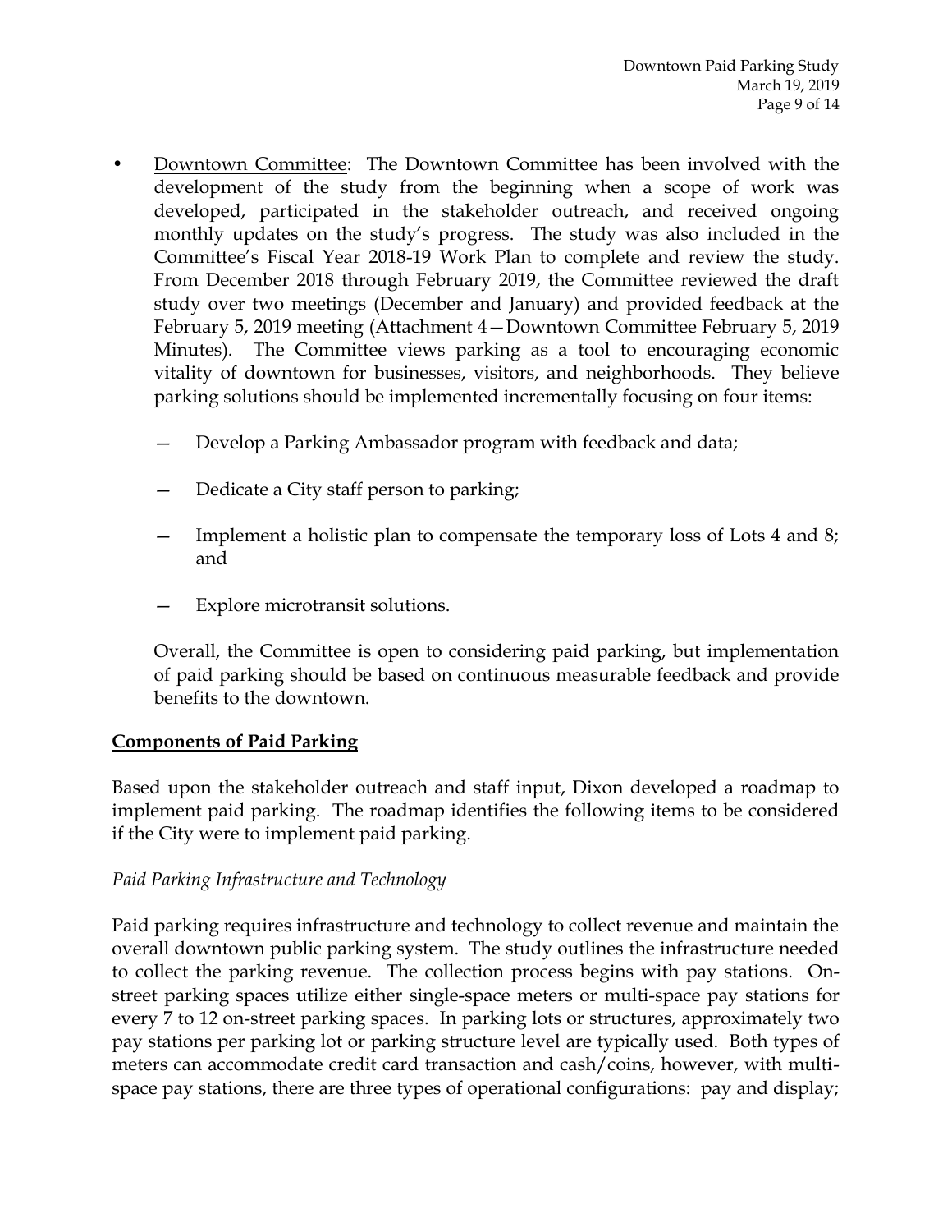- <u>Downtown Committee</u>: The Downtown Committee has been involved with the development of the study from the beginning when a scope of work was developed, participated in the stakeholder outreach, and received ongoing monthly updates on the study's progress. The study was also included in the Committee's Fiscal Year 2018-19 Work Plan to complete and review the study. From December 2018 through February 2019, the Committee reviewed the draft study over two meetings (December and January) and provided feedback at the February 5, 2019 meeting (Attachment 4—Downtown Committee February 5, 2019 Minutes). The Committee views parking as a tool to encouraging economic vitality of downtown for businesses, visitors, and neighborhoods. They believe parking solutions should be implemented incrementally focusing on four items:

  — Develop a Parking Ambassador program with feedback and data;

  — Dedicate a City staff person to parking;

  — Implement a holistic plan to compensate the temporary loss of Lots 4 and 8; and

  — Explore microtransit solutions.

  Overall, the Committee is open to considering paid parking, but implementation of paid parking should be based on continuous measurable feedback and provide benefits to the downtown.

## **<u>Components of Paid Parking</u>**

Based upon the stakeholder outreach and staff input, Dixon developed a roadmap to implement paid parking. The roadmap identifies the following items to be considered if the City were to implement paid parking.

*Paid Parking Infrastructure and Technology*

Paid parking requires infrastructure and technology to collect revenue and maintain the overall downtown public parking system. The study outlines the infrastructure needed to collect the parking revenue. The collection process begins with pay stations. On-street parking spaces utilize either single-space meters or multi-space pay stations for every 7 to 12 on-street parking spaces. In parking lots or structures, approximately two pay stations per parking lot or parking structure level are typically used. Both types of meters can accommodate credit card transaction and cash/coins, however, with multi-space pay stations, there are three types of operational configurations: pay and display;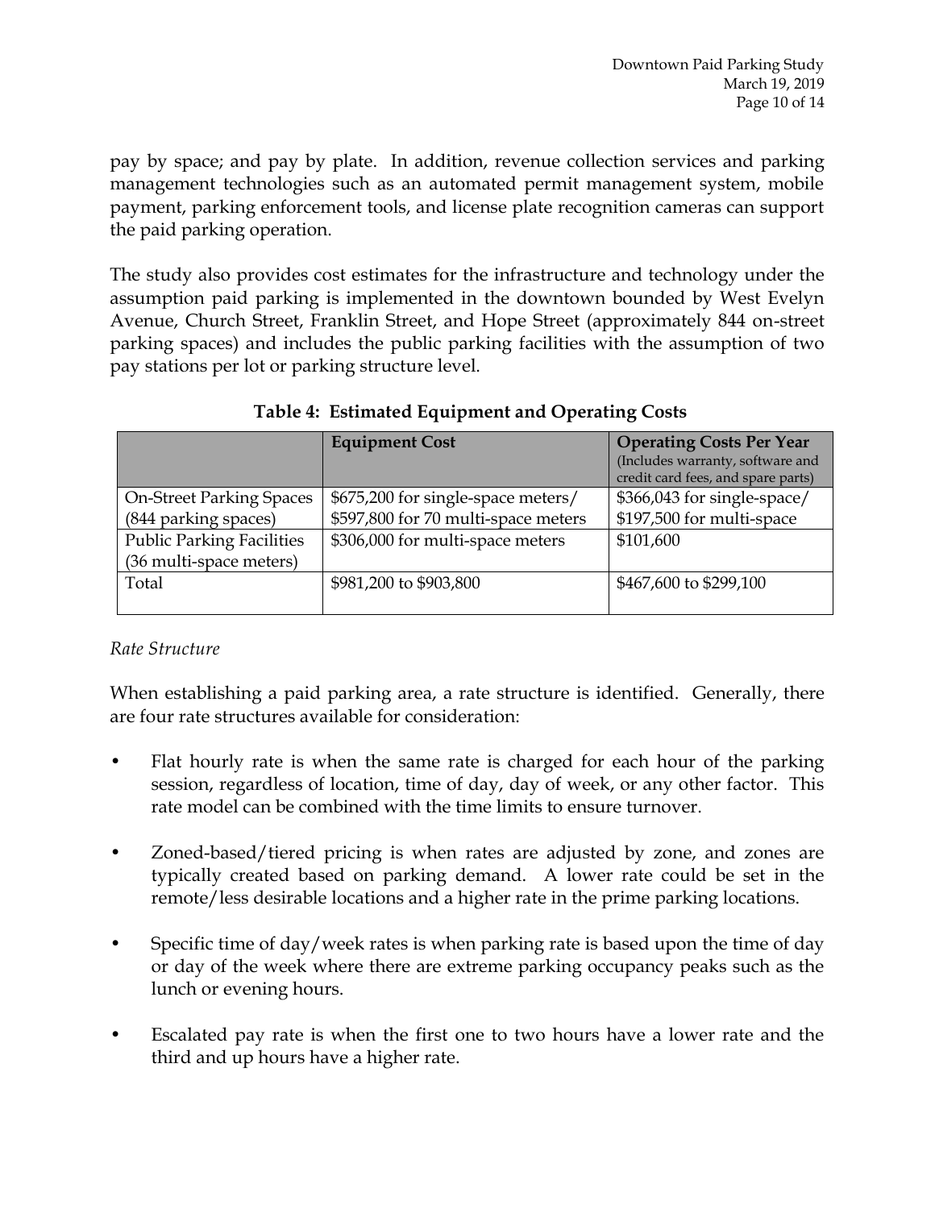pay by space; and pay by plate. In addition, revenue collection services and parking management technologies such as an automated permit management system, mobile payment, parking enforcement tools, and license plate recognition cameras can support the paid parking operation.

The study also provides cost estimates for the infrastructure and technology under the assumption paid parking is implemented in the downtown bounded by West Evelyn Avenue, Church Street, Franklin Street, and Hope Street (approximately 844 on-street parking spaces) and includes the public parking facilities with the assumption of two pay stations per lot or parking structure level.

**Table 4: Estimated Equipment and Operating Costs**

| | Equipment Cost | Operating Costs Per Year (Includes warranty, software and credit card fees, and spare parts) |
|---|---|---|
| On-Street Parking Spaces (844 parking spaces) | $675,200 for single-space meters/ $597,800 for 70 multi-space meters | $366,043 for single-space/ $197,500 for multi-space |
| Public Parking Facilities (36 multi-space meters) | $306,000 for multi-space meters | $101,600 |
| Total | $981,200 to $903,800 | $467,600 to $299,100 |

*Rate Structure*

When establishing a paid parking area, a rate structure is identified. Generally, there are four rate structures available for consideration:

- Flat hourly rate is when the same rate is charged for each hour of the parking session, regardless of location, time of day, day of week, or any other factor. This rate model can be combined with the time limits to ensure turnover.
- Zoned-based/tiered pricing is when rates are adjusted by zone, and zones are typically created based on parking demand. A lower rate could be set in the remote/less desirable locations and a higher rate in the prime parking locations.
- Specific time of day/week rates is when parking rate is based upon the time of day or day of the week where there are extreme parking occupancy peaks such as the lunch or evening hours.
- Escalated pay rate is when the first one to two hours have a lower rate and the third and up hours have a higher rate.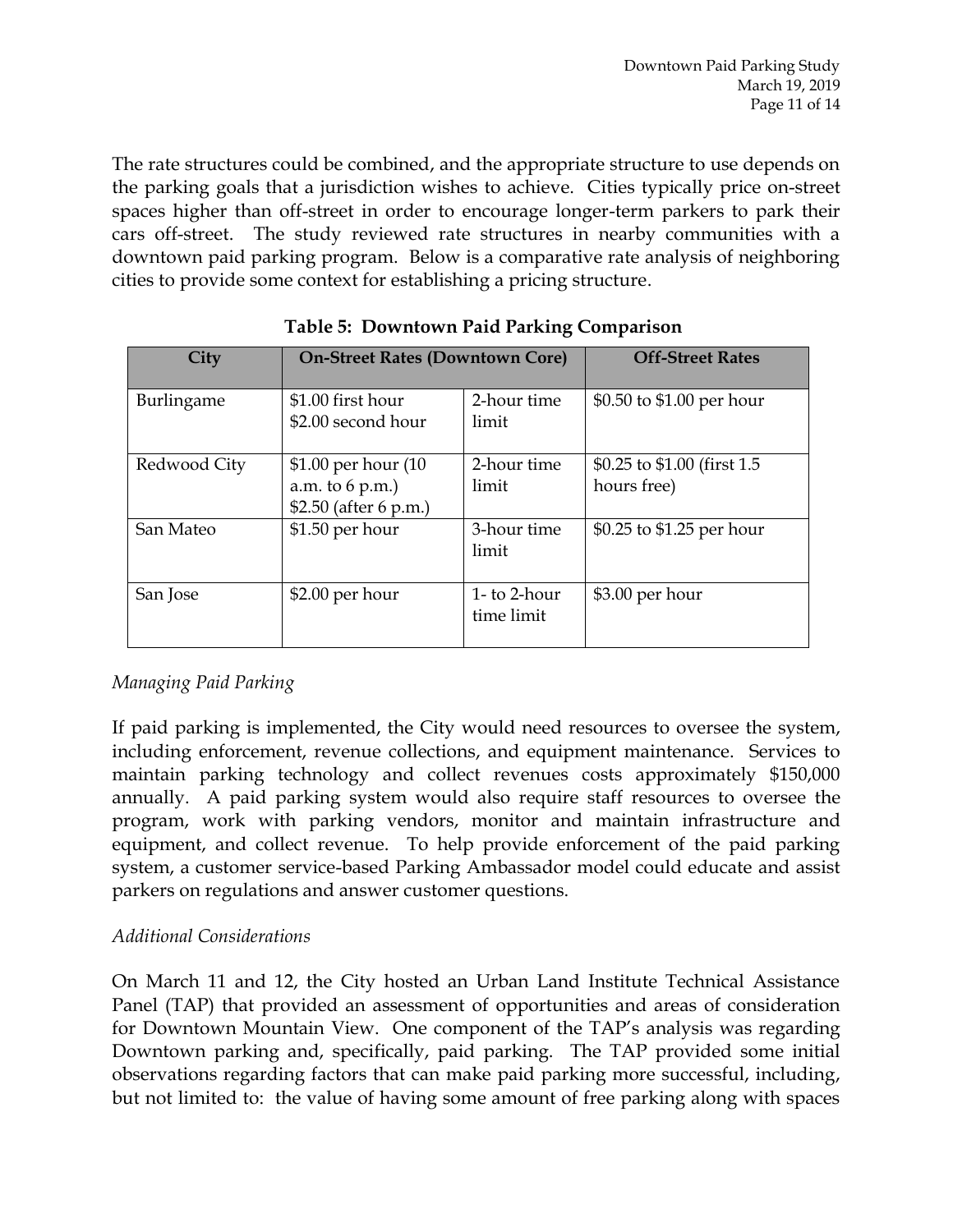The rate structures could be combined, and the appropriate structure to use depends on the parking goals that a jurisdiction wishes to achieve. Cities typically price on-street spaces higher than off-street in order to encourage longer-term parkers to park their cars off-street. The study reviewed rate structures in nearby communities with a downtown paid parking program. Below is a comparative rate analysis of neighboring cities to provide some context for establishing a pricing structure.

**Table 5: Downtown Paid Parking Comparison**

| City | On-Street Rates (Downtown Core) | | Off-Street Rates |
|---|---|---|---|
| Burlingame | \$1.00 first hour<br>\$2.00 second hour | 2-hour time limit | \$0.50 to \$1.00 per hour |
| Redwood City | \$1.00 per hour (10 a.m. to 6 p.m.)<br>\$2.50 (after 6 p.m.) | 2-hour time limit | \$0.25 to \$1.00 (first 1.5 hours free) |
| San Mateo | \$1.50 per hour | 3-hour time limit | \$0.25 to \$1.25 per hour |
| San Jose | \$2.00 per hour | 1- to 2-hour time limit | \$3.00 per hour |

*Managing Paid Parking*

If paid parking is implemented, the City would need resources to oversee the system, including enforcement, revenue collections, and equipment maintenance. Services to maintain parking technology and collect revenues costs approximately \$150,000 annually. A paid parking system would also require staff resources to oversee the program, work with parking vendors, monitor and maintain infrastructure and equipment, and collect revenue. To help provide enforcement of the paid parking system, a customer service-based Parking Ambassador model could educate and assist parkers on regulations and answer customer questions.

*Additional Considerations*

On March 11 and 12, the City hosted an Urban Land Institute Technical Assistance Panel (TAP) that provided an assessment of opportunities and areas of consideration for Downtown Mountain View. One component of the TAP's analysis was regarding Downtown parking and, specifically, paid parking. The TAP provided some initial observations regarding factors that can make paid parking more successful, including, but not limited to: the value of having some amount of free parking along with spaces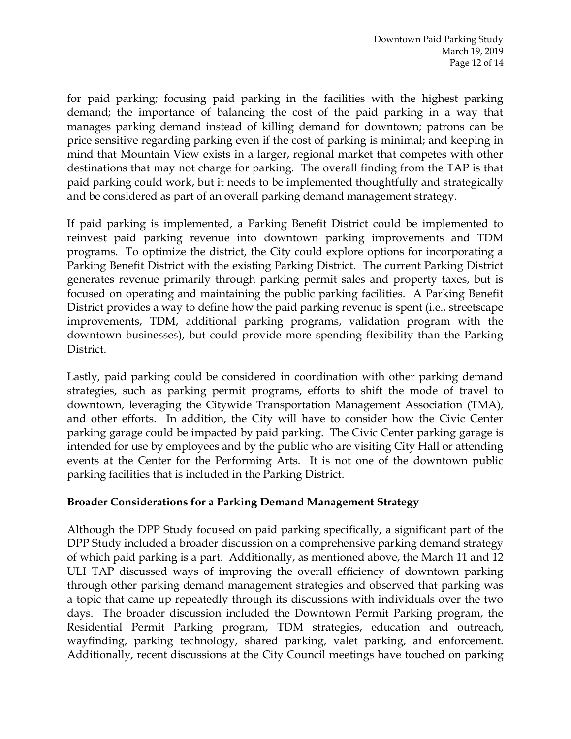for paid parking; focusing paid parking in the facilities with the highest parking demand; the importance of balancing the cost of the paid parking in a way that manages parking demand instead of killing demand for downtown; patrons can be price sensitive regarding parking even if the cost of parking is minimal; and keeping in mind that Mountain View exists in a larger, regional market that competes with other destinations that may not charge for parking. The overall finding from the TAP is that paid parking could work, but it needs to be implemented thoughtfully and strategically and be considered as part of an overall parking demand management strategy.

If paid parking is implemented, a Parking Benefit District could be implemented to reinvest paid parking revenue into downtown parking improvements and TDM programs. To optimize the district, the City could explore options for incorporating a Parking Benefit District with the existing Parking District. The current Parking District generates revenue primarily through parking permit sales and property taxes, but is focused on operating and maintaining the public parking facilities. A Parking Benefit District provides a way to define how the paid parking revenue is spent (i.e., streetscape improvements, TDM, additional parking programs, validation program with the downtown businesses), but could provide more spending flexibility than the Parking District.

Lastly, paid parking could be considered in coordination with other parking demand strategies, such as parking permit programs, efforts to shift the mode of travel to downtown, leveraging the Citywide Transportation Management Association (TMA), and other efforts. In addition, the City will have to consider how the Civic Center parking garage could be impacted by paid parking. The Civic Center parking garage is intended for use by employees and by the public who are visiting City Hall or attending events at the Center for the Performing Arts. It is not one of the downtown public parking facilities that is included in the Parking District.

**Broader Considerations for a Parking Demand Management Strategy**

Although the DPP Study focused on paid parking specifically, a significant part of the DPP Study included a broader discussion on a comprehensive parking demand strategy of which paid parking is a part. Additionally, as mentioned above, the March 11 and 12 ULI TAP discussed ways of improving the overall efficiency of downtown parking through other parking demand management strategies and observed that parking was a topic that came up repeatedly through its discussions with individuals over the two days. The broader discussion included the Downtown Permit Parking program, the Residential Permit Parking program, TDM strategies, education and outreach, wayfinding, parking technology, shared parking, valet parking, and enforcement. Additionally, recent discussions at the City Council meetings have touched on parking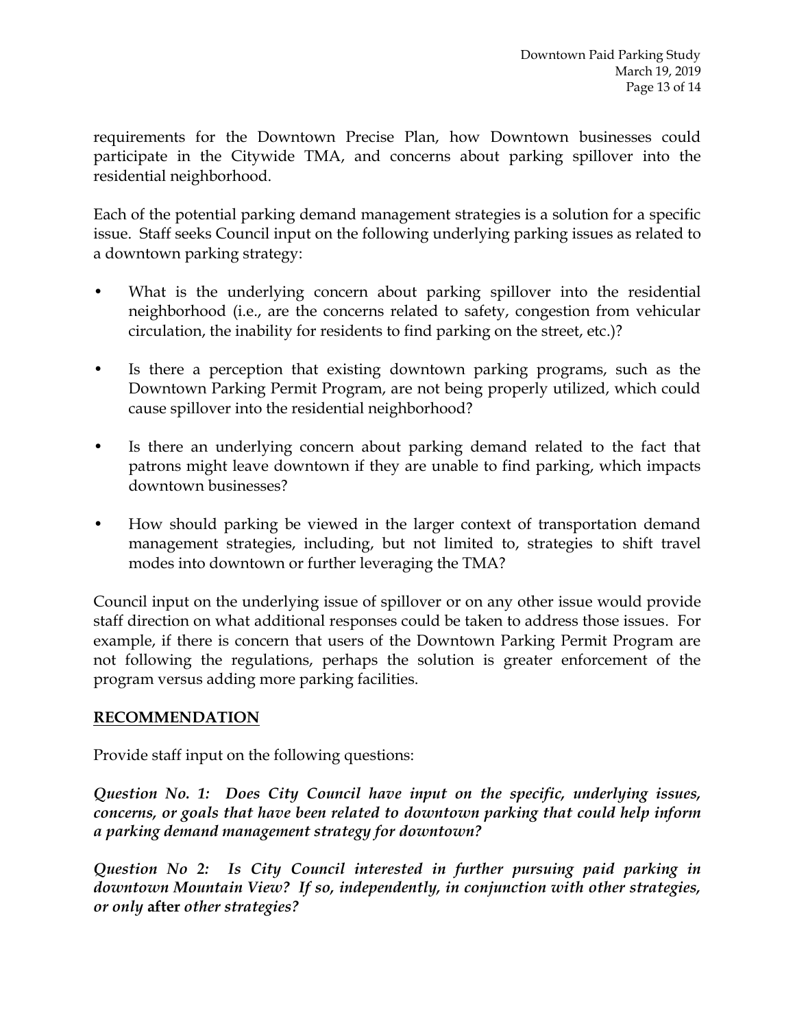requirements for the Downtown Precise Plan, how Downtown businesses could participate in the Citywide TMA, and concerns about parking spillover into the residential neighborhood.

Each of the potential parking demand management strategies is a solution for a specific issue. Staff seeks Council input on the following underlying parking issues as related to a downtown parking strategy:

- What is the underlying concern about parking spillover into the residential neighborhood (i.e., are the concerns related to safety, congestion from vehicular circulation, the inability for residents to find parking on the street, etc.)?
- Is there a perception that existing downtown parking programs, such as the Downtown Parking Permit Program, are not being properly utilized, which could cause spillover into the residential neighborhood?
- Is there an underlying concern about parking demand related to the fact that patrons might leave downtown if they are unable to find parking, which impacts downtown businesses?
- How should parking be viewed in the larger context of transportation demand management strategies, including, but not limited to, strategies to shift travel modes into downtown or further leveraging the TMA?

Council input on the underlying issue of spillover or on any other issue would provide staff direction on what additional responses could be taken to address those issues. For example, if there is concern that users of the Downtown Parking Permit Program are not following the regulations, perhaps the solution is greater enforcement of the program versus adding more parking facilities.

## RECOMMENDATION

Provide staff input on the following questions:

***Question No. 1: Does City Council have input on the specific, underlying issues, concerns, or goals that have been related to downtown parking that could help inform a parking demand management strategy for downtown?***

***Question No 2: Is City Council interested in further pursuing paid parking in downtown Mountain View? If so, independently, in conjunction with other strategies, or only* after *other strategies?***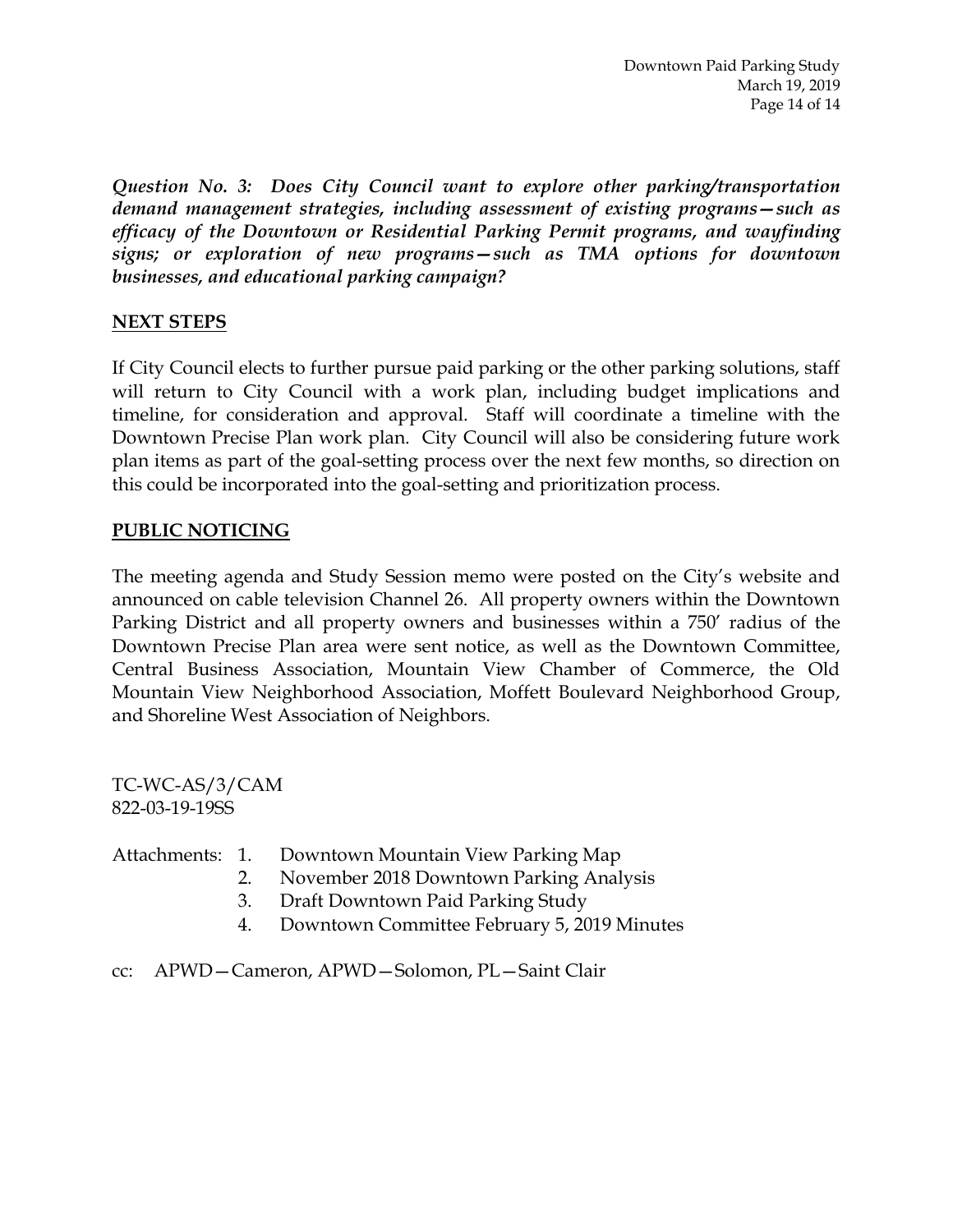***Question No. 3: Does City Council want to explore other parking/transportation demand management strategies, including assessment of existing programs—such as efficacy of the Downtown or Residential Parking Permit programs, and wayfinding signs; or exploration of new programs—such as TMA options for downtown businesses, and educational parking campaign?***

## NEXT STEPS

If City Council elects to further pursue paid parking or the other parking solutions, staff will return to City Council with a work plan, including budget implications and timeline, for consideration and approval. Staff will coordinate a timeline with the Downtown Precise Plan work plan. City Council will also be considering future work plan items as part of the goal-setting process over the next few months, so direction on this could be incorporated into the goal-setting and prioritization process.

## PUBLIC NOTICING

The meeting agenda and Study Session memo were posted on the City's website and announced on cable television Channel 26. All property owners within the Downtown Parking District and all property owners and businesses within a 750′ radius of the Downtown Precise Plan area were sent notice, as well as the Downtown Committee, Central Business Association, Mountain View Chamber of Commerce, the Old Mountain View Neighborhood Association, Moffett Boulevard Neighborhood Group, and Shoreline West Association of Neighbors.

TC-WC-AS/3/CAM
822-03-19-19SS

Attachments:
1. Downtown Mountain View Parking Map
2. November 2018 Downtown Parking Analysis
3. Draft Downtown Paid Parking Study
4. Downtown Committee February 5, 2019 Minutes

cc: APWD—Cameron, APWD—Solomon, PL—Saint Clair